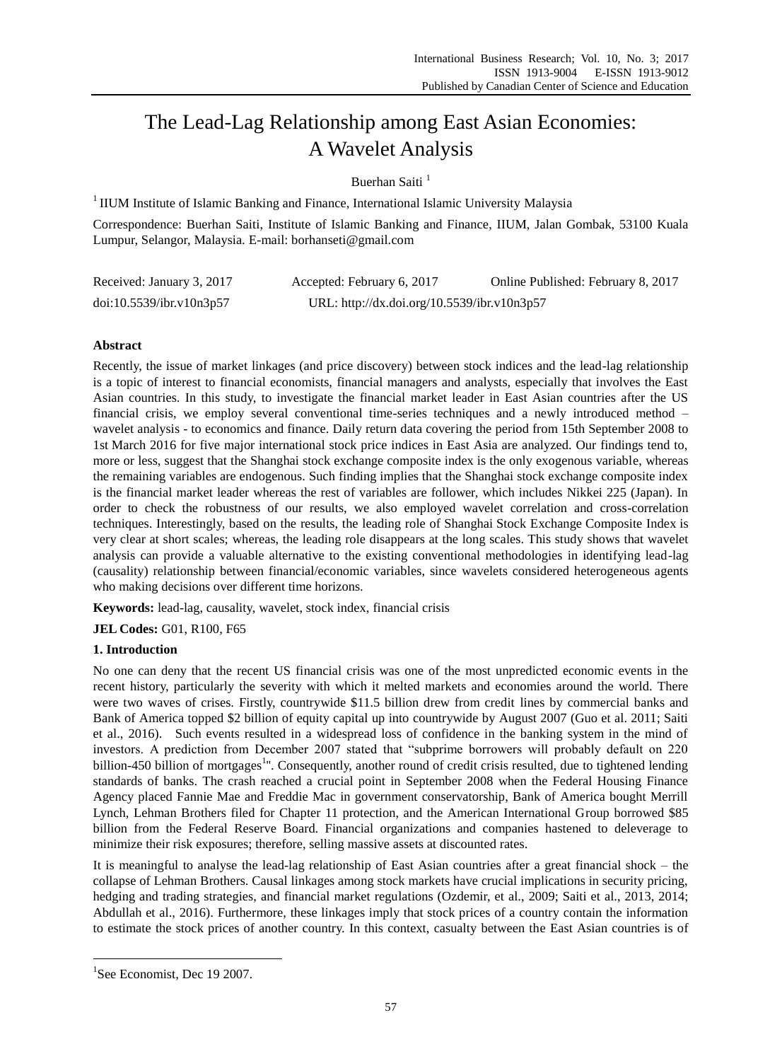# The Lead-Lag Relationship among East Asian Economies: A Wavelet Analysis

Buerhan Saiti [1]

[1] IIUM Institute of Islamic Banking and Finance, International Islamic University Malaysia

Correspondence: Buerhan Saiti, Institute of Islamic Banking and Finance, IIUM, Jalan Gombak, 53100 Kuala Lumpur, Selangor, Malaysia. E-mail: borhanseti@gmail.com

Received: January 3, 2017 Accepted: February 6, 2017 Online Published: February 8, 2017

doi:10.5539/ibr.v10n3p57 URL: http://dx.doi.org/10.5539/ibr.v10n3p57

## Abstract

Recently, the issue of market linkages (and price discovery) between stock indices and the lead-lag relationship is a topic of interest to financial economists, financial managers and analysts, especially that involves the East Asian countries. In this study, to investigate the financial market leader in East Asian countries after the US financial crisis, we employ several conventional time-series techniques and a newly introduced method – wavelet analysis - to economics and finance. Daily return data covering the period from 15th September 2008 to 1st March 2016 for five major international stock price indices in East Asia are analyzed. Our findings tend to, more or less, suggest that the Shanghai stock exchange composite index is the only exogenous variable, whereas the remaining variables are endogenous. Such finding implies that the Shanghai stock exchange composite index is the financial market leader whereas the rest of variables are follower, which includes Nikkei 225 (Japan). In order to check the robustness of our results, we also employed wavelet correlation and cross-correlation techniques. Interestingly, based on the results, the leading role of Shanghai Stock Exchange Composite Index is very clear at short scales; whereas, the leading role disappears at the long scales. This study shows that wavelet analysis can provide a valuable alternative to the existing conventional methodologies in identifying lead-lag (causality) relationship between financial/economic variables, since wavelets considered heterogeneous agents who making decisions over different time horizons.

**Keywords:** lead-lag, causality, wavelet, stock index, financial crisis

**JEL Codes:** G01, R100, F65

## 1. Introduction

No one can deny that the recent US financial crisis was one of the most unpredicted economic events in the recent history, particularly the severity with which it melted markets and economies around the world. There were two waves of crises. Firstly, countrywide \$11.5 billion drew from credit lines by commercial banks and Bank of America topped \$2 billion of equity capital up into countrywide by August 2007 (Guo et al. 2011; Saiti et al., 2016). Such events resulted in a widespread loss of confidence in the banking system in the mind of investors. A prediction from December 2007 stated that "subprime borrowers will probably default on 220 billion-450 billion of mortgages[1]". Consequently, another round of credit crisis resulted, due to tightened lending standards of banks. The crash reached a crucial point in September 2008 when the Federal Housing Finance Agency placed Fannie Mae and Freddie Mac in government conservatorship, Bank of America bought Merrill Lynch, Lehman Brothers filed for Chapter 11 protection, and the American International Group borrowed \$85 billion from the Federal Reserve Board. Financial organizations and companies hastened to deleverage to minimize their risk exposures; therefore, selling massive assets at discounted rates.

It is meaningful to analyse the lead-lag relationship of East Asian countries after a great financial shock – the collapse of Lehman Brothers. Causal linkages among stock markets have crucial implications in security pricing, hedging and trading strategies, and financial market regulations (Ozdemir, et al., 2009; Saiti et al., 2013, 2014; Abdullah et al., 2016). Furthermore, these linkages imply that stock prices of a country contain the information to estimate the stock prices of another country. In this context, casualty between the East Asian countries is of

[1] See Economist, Dec 19 2007.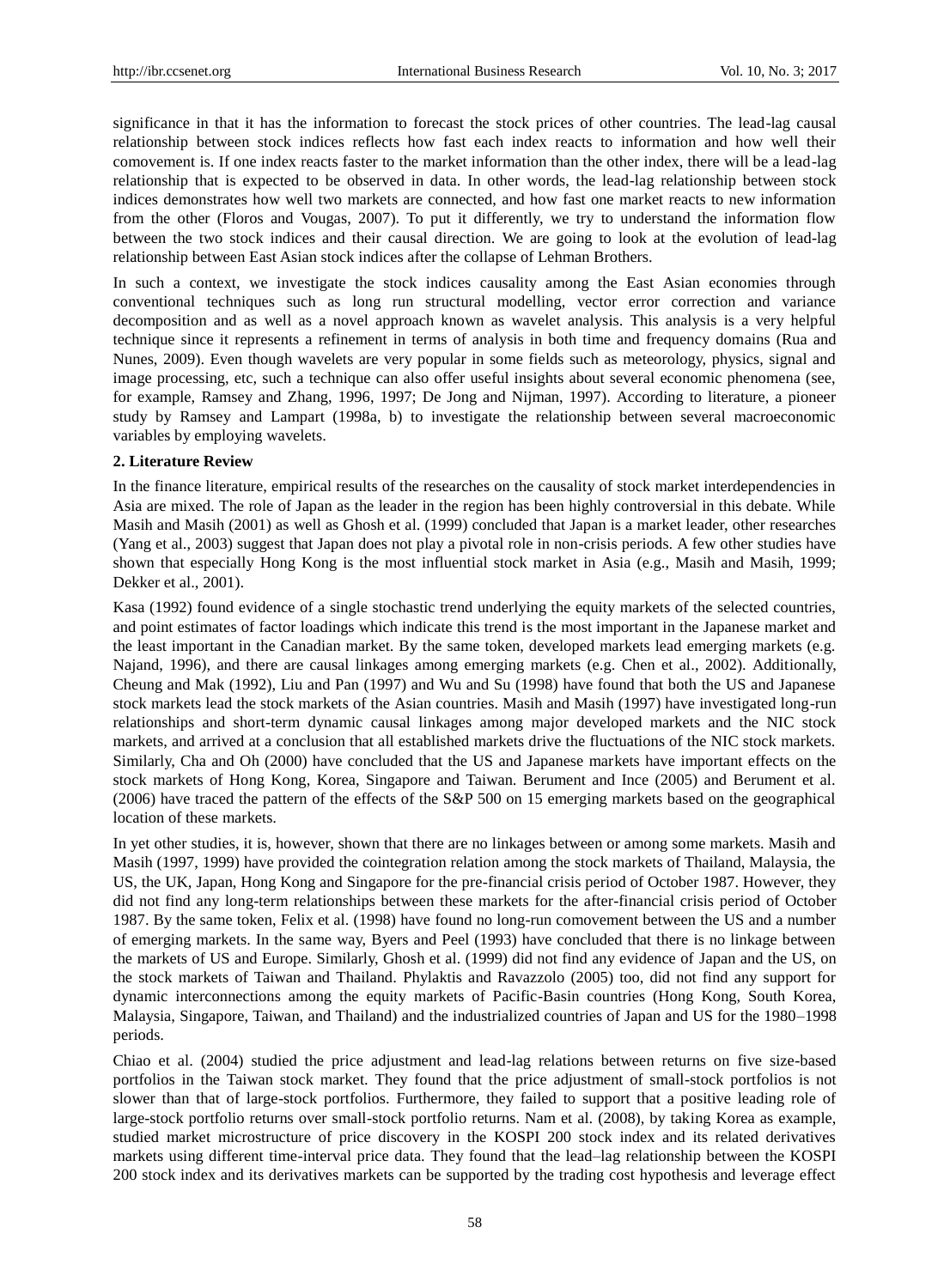significance in that it has the information to forecast the stock prices of other countries. The lead-lag causal relationship between stock indices reflects how fast each index reacts to information and how well their comovement is. If one index reacts faster to the market information than the other index, there will be a lead-lag relationship that is expected to be observed in data. In other words, the lead-lag relationship between stock indices demonstrates how well two markets are connected, and how fast one market reacts to new information from the other (Floros and Vougas, 2007). To put it differently, we try to understand the information flow between the two stock indices and their causal direction. We are going to look at the evolution of lead-lag relationship between East Asian stock indices after the collapse of Lehman Brothers.

In such a context, we investigate the stock indices causality among the East Asian economies through conventional techniques such as long run structural modelling, vector error correction and variance decomposition and as well as a novel approach known as wavelet analysis. This analysis is a very helpful technique since it represents a refinement in terms of analysis in both time and frequency domains (Rua and Nunes, 2009). Even though wavelets are very popular in some fields such as meteorology, physics, signal and image processing, etc, such a technique can also offer useful insights about several economic phenomena (see, for example, Ramsey and Zhang, 1996, 1997; De Jong and Nijman, 1997). According to literature, a pioneer study by Ramsey and Lampart (1998a, b) to investigate the relationship between several macroeconomic variables by employing wavelets.

## 2. Literature Review

In the finance literature, empirical results of the researches on the causality of stock market interdependencies in Asia are mixed. The role of Japan as the leader in the region has been highly controversial in this debate. While Masih and Masih (2001) as well as Ghosh et al. (1999) concluded that Japan is a market leader, other researches (Yang et al., 2003) suggest that Japan does not play a pivotal role in non-crisis periods. A few other studies have shown that especially Hong Kong is the most influential stock market in Asia (e.g., Masih and Masih, 1999; Dekker et al., 2001).

Kasa (1992) found evidence of a single stochastic trend underlying the equity markets of the selected countries, and point estimates of factor loadings which indicate this trend is the most important in the Japanese market and the least important in the Canadian market. By the same token, developed markets lead emerging markets (e.g. Najand, 1996), and there are causal linkages among emerging markets (e.g. Chen et al., 2002). Additionally, Cheung and Mak (1992), Liu and Pan (1997) and Wu and Su (1998) have found that both the US and Japanese stock markets lead the stock markets of the Asian countries. Masih and Masih (1997) have investigated long-run relationships and short-term dynamic causal linkages among major developed markets and the NIC stock markets, and arrived at a conclusion that all established markets drive the fluctuations of the NIC stock markets. Similarly, Cha and Oh (2000) have concluded that the US and Japanese markets have important effects on the stock markets of Hong Kong, Korea, Singapore and Taiwan. Berument and Ince (2005) and Berument et al. (2006) have traced the pattern of the effects of the S&P 500 on 15 emerging markets based on the geographical location of these markets.

In yet other studies, it is, however, shown that there are no linkages between or among some markets. Masih and Masih (1997, 1999) have provided the cointegration relation among the stock markets of Thailand, Malaysia, the US, the UK, Japan, Hong Kong and Singapore for the pre-financial crisis period of October 1987. However, they did not find any long-term relationships between these markets for the after-financial crisis period of October 1987. By the same token, Felix et al. (1998) have found no long-run comovement between the US and a number of emerging markets. In the same way, Byers and Peel (1993) have concluded that there is no linkage between the markets of US and Europe. Similarly, Ghosh et al. (1999) did not find any evidence of Japan and the US, on the stock markets of Taiwan and Thailand. Phylaktis and Ravazzolo (2005) too, did not find any support for dynamic interconnections among the equity markets of Pacific-Basin countries (Hong Kong, South Korea, Malaysia, Singapore, Taiwan, and Thailand) and the industrialized countries of Japan and US for the 1980–1998 periods.

Chiao et al. (2004) studied the price adjustment and lead-lag relations between returns on five size-based portfolios in the Taiwan stock market. They found that the price adjustment of small-stock portfolios is not slower than that of large-stock portfolios. Furthermore, they failed to support that a positive leading role of large-stock portfolio returns over small-stock portfolio returns. Nam et al. (2008), by taking Korea as example, studied market microstructure of price discovery in the KOSPI 200 stock index and its related derivatives markets using different time-interval price data. They found that the lead–lag relationship between the KOSPI 200 stock index and its derivatives markets can be supported by the trading cost hypothesis and leverage effect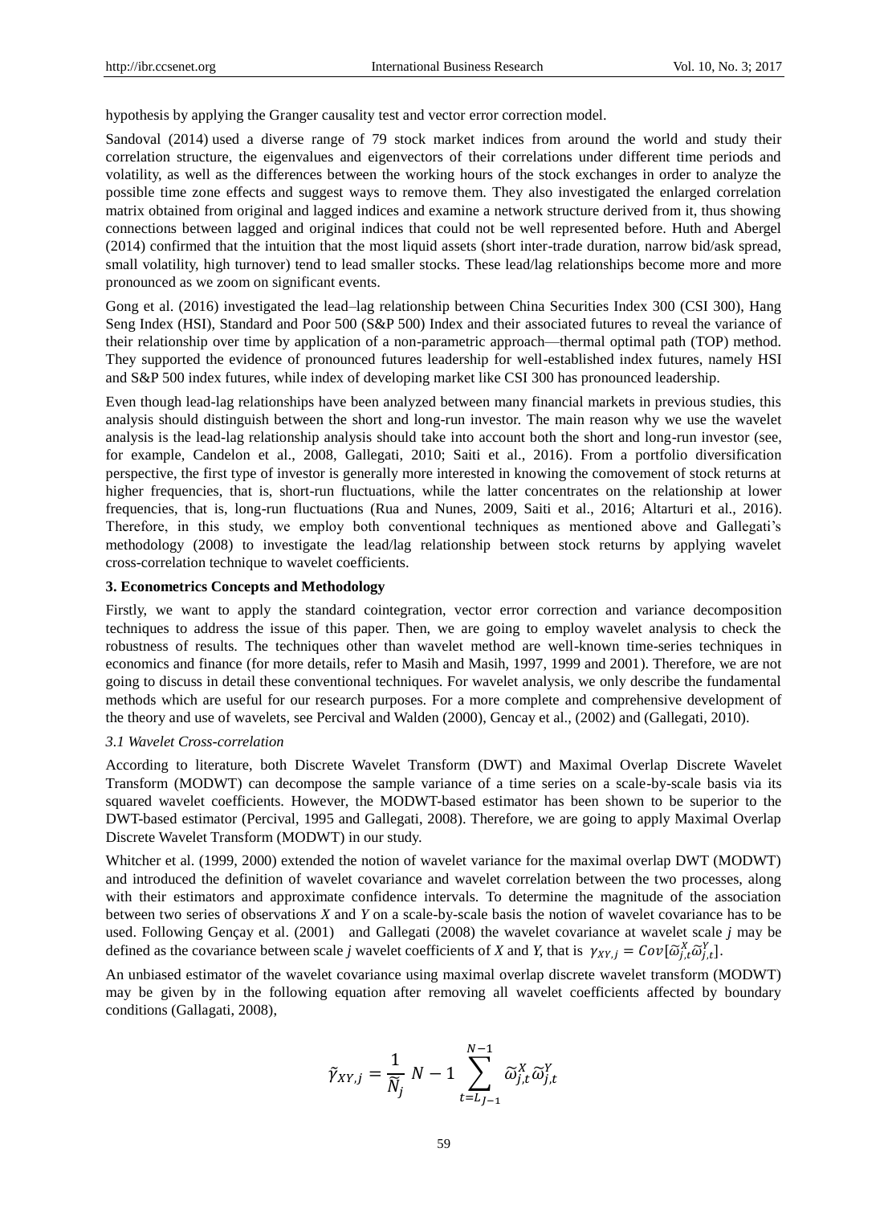hypothesis by applying the Granger causality test and vector error correction model.

Sandoval (2014) used a diverse range of 79 stock market indices from around the world and study their correlation structure, the eigenvalues and eigenvectors of their correlations under different time periods and volatility, as well as the differences between the working hours of the stock exchanges in order to analyze the possible time zone effects and suggest ways to remove them. They also investigated the enlarged correlation matrix obtained from original and lagged indices and examine a network structure derived from it, thus showing connections between lagged and original indices that could not be well represented before. Huth and Abergel (2014) confirmed that the intuition that the most liquid assets (short inter-trade duration, narrow bid/ask spread, small volatility, high turnover) tend to lead smaller stocks. These lead/lag relationships become more and more pronounced as we zoom on significant events.

Gong et al. (2016) investigated the lead–lag relationship between China Securities Index 300 (CSI 300), Hang Seng Index (HSI), Standard and Poor 500 (S&P 500) Index and their associated futures to reveal the variance of their relationship over time by application of a non-parametric approach—thermal optimal path (TOP) method. They supported the evidence of pronounced futures leadership for well-established index futures, namely HSI and S&P 500 index futures, while index of developing market like CSI 300 has pronounced leadership.

Even though lead-lag relationships have been analyzed between many financial markets in previous studies, this analysis should distinguish between the short and long-run investor. The main reason why we use the wavelet analysis is the lead-lag relationship analysis should take into account both the short and long-run investor (see, for example, Candelon et al., 2008, Gallegati, 2010; Saiti et al., 2016). From a portfolio diversification perspective, the first type of investor is generally more interested in knowing the comovement of stock returns at higher frequencies, that is, short-run fluctuations, while the latter concentrates on the relationship at lower frequencies, that is, long-run fluctuations (Rua and Nunes, 2009, Saiti et al., 2016; Altarturi et al., 2016). Therefore, in this study, we employ both conventional techniques as mentioned above and Gallegati's methodology (2008) to investigate the lead/lag relationship between stock returns by applying wavelet cross-correlation technique to wavelet coefficients.

## 3. Econometrics Concepts and Methodology

Firstly, we want to apply the standard cointegration, vector error correction and variance decomposition techniques to address the issue of this paper. Then, we are going to employ wavelet analysis to check the robustness of results. The techniques other than wavelet method are well-known time-series techniques in economics and finance (for more details, refer to Masih and Masih, 1997, 1999 and 2001). Therefore, we are not going to discuss in detail these conventional techniques. For wavelet analysis, we only describe the fundamental methods which are useful for our research purposes. For a more complete and comprehensive development of the theory and use of wavelets, see Percival and Walden (2000), Gencay et al., (2002) and (Gallegati, 2010).

### *3.1 Wavelet Cross-correlation*

According to literature, both Discrete Wavelet Transform (DWT) and Maximal Overlap Discrete Wavelet Transform (MODWT) can decompose the sample variance of a time series on a scale-by-scale basis via its squared wavelet coefficients. However, the MODWT-based estimator has been shown to be superior to the DWT-based estimator (Percival, 1995 and Gallegati, 2008). Therefore, we are going to apply Maximal Overlap Discrete Wavelet Transform (MODWT) in our study.

Whitcher et al. (1999, 2000) extended the notion of wavelet variance for the maximal overlap DWT (MODWT) and introduced the definition of wavelet covariance and wavelet correlation between the two processes, along with their estimators and approximate confidence intervals. To determine the magnitude of the association between two series of observations *X* and *Y* on a scale-by-scale basis the notion of wavelet covariance has to be used. Following Gençay et al. (2001) and Gallegati (2008) the wavelet covariance at wavelet scale *j* may be defined as the covariance between scale *j* wavelet coefficients of *X* and *Y*, that is $\gamma_{XY,j} = Cov[\widetilde{\omega}_{j,t}^{X}\widetilde{\omega}_{j,t}^{Y}]$.

An unbiased estimator of the wavelet covariance using maximal overlap discrete wavelet transform (MODWT) may be given by in the following equation after removing all wavelet coefficients affected by boundary conditions (Gallagati, 2008),

$$\tilde{\gamma}_{XY,j} = \frac{1}{\tilde{N}_j}\ N-1 \sum_{t=L_{J-1}}^{N-1} \widetilde{\omega}_{j,t}^{X}\widetilde{\omega}_{j,t}^{Y}$$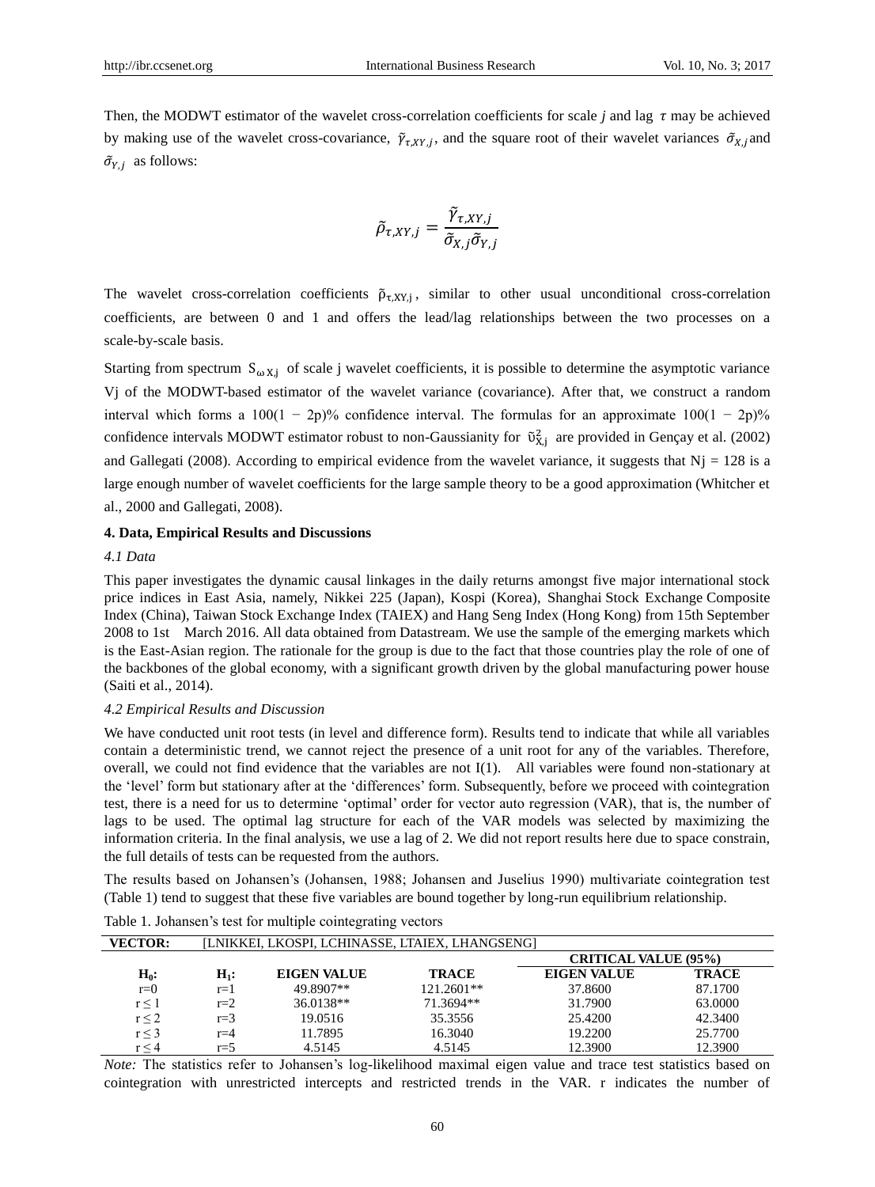Then, the MODWT estimator of the wavelet cross-correlation coefficients for scale $j$ and lag $\tau$ may be achieved by making use of the wavelet cross-covariance, $\tilde{\gamma}_{\tau,XY,j}$, and the square root of their wavelet variances $\tilde{\sigma}_{X,j}$ and $\tilde{\sigma}_{Y,j}$ as follows:

$$\tilde{\rho}_{\tau,XY,j} = \frac{\tilde{\gamma}_{\tau,XY,j}}{\tilde{\sigma}_{X,j}\tilde{\sigma}_{Y,j}}$$

The wavelet cross-correlation coefficients $\tilde{\rho}_{\tau,XY,j}$, similar to other usual unconditional cross-correlation coefficients, are between 0 and 1 and offers the lead/lag relationships between the two processes on a scale-by-scale basis.

Starting from spectrum $S_{\omega X,j}$ of scale j wavelet coefficients, it is possible to determine the asymptotic variance Vj of the MODWT-based estimator of the wavelet variance (covariance). After that, we construct a random interval which forms a $100(1 - 2p)\%$ confidence interval. The formulas for an approximate $100(1 - 2p)\%$ confidence intervals MODWT estimator robust to non-Gaussianity for $\tilde{\upsilon}^2_{X,j}$ are provided in Gençay et al. (2002) and Gallegati (2008). According to empirical evidence from the wavelet variance, it suggests that $N_j = 128$ is a large enough number of wavelet coefficients for the large sample theory to be a good approximation (Whitcher et al., 2000 and Gallegati, 2008).

## 4. Data, Empirical Results and Discussions

### *4.1 Data*

This paper investigates the dynamic causal linkages in the daily returns amongst five major international stock price indices in East Asia, namely, Nikkei 225 (Japan), Kospi (Korea), Shanghai Stock Exchange Composite Index (China), Taiwan Stock Exchange Index (TAIEX) and Hang Seng Index (Hong Kong) from 15th September 2008 to 1st March 2016. All data obtained from Datastream. We use the sample of the emerging markets which is the East-Asian region. The rationale for the group is due to the fact that those countries play the role of one of the backbones of the global economy, with a significant growth driven by the global manufacturing power house (Saiti et al., 2014).

### *4.2 Empirical Results and Discussion*

We have conducted unit root tests (in level and difference form). Results tend to indicate that while all variables contain a deterministic trend, we cannot reject the presence of a unit root for any of the variables. Therefore, overall, we could not find evidence that the variables are not I(1). All variables were found non-stationary at the 'level' form but stationary after at the 'differences' form. Subsequently, before we proceed with cointegration test, there is a need for us to determine 'optimal' order for vector auto regression (VAR), that is, the number of lags to be used. The optimal lag structure for each of the VAR models was selected by maximizing the information criteria. In the final analysis, we use a lag of 2. We did not report results here due to space constrain, the full details of tests can be requested from the authors.

The results based on Johansen's (Johansen, 1988; Johansen and Juselius 1990) multivariate cointegration test (Table 1) tend to suggest that these five variables are bound together by long-run equilibrium relationship.

Table 1. Johansen's test for multiple cointegrating vectors

| VECTOR: | [LNIKKEI, LKOSPI, LCHINASSE, LTAIEX, LHANGSENG] | | | | |
|---|---|---|---|---|---|
| | | | | CRITICAL VALUE (95%) | |
| H₀: | H₁: | EIGEN VALUE | TRACE | EIGEN VALUE | TRACE |
| r=0 | r=1 | 49.8907** | 121.2601** | 37.8600 | 87.1700 |
| r ≤ 1 | r=2 | 36.0138** | 71.3694** | 31.7900 | 63.0000 |
| r ≤ 2 | r=3 | 19.0516 | 35.3556 | 25.4200 | 42.3400 |
| r ≤ 3 | r=4 | 11.7895 | 16.3040 | 19.2200 | 25.7700 |
| r ≤ 4 | r=5 | 4.5145 | 4.5145 | 12.3900 | 12.3900 |

*Note:* The statistics refer to Johansen's log-likelihood maximal eigen value and trace test statistics based on cointegration with unrestricted intercepts and restricted trends in the VAR. r indicates the number of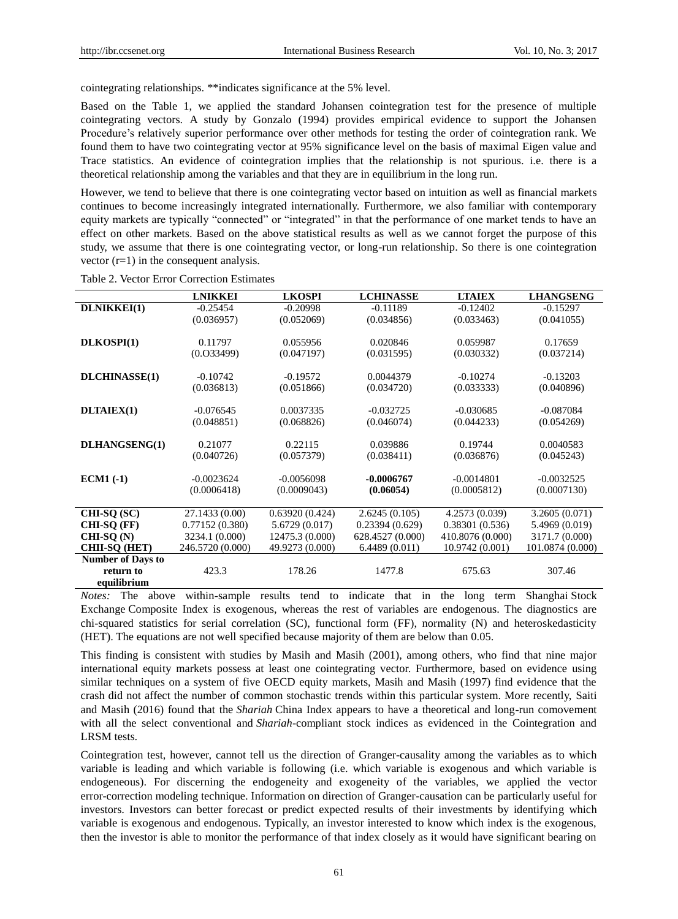cointegrating relationships. **indicates significance at the 5% level.

Based on the Table 1, we applied the standard Johansen cointegration test for the presence of multiple cointegrating vectors. A study by Gonzalo (1994) provides empirical evidence to support the Johansen Procedure's relatively superior performance over other methods for testing the order of cointegration rank. We found them to have two cointegrating vector at 95% significance level on the basis of maximal Eigen value and Trace statistics. An evidence of cointegration implies that the relationship is not spurious. i.e. there is a theoretical relationship among the variables and that they are in equilibrium in the long run.

However, we tend to believe that there is one cointegrating vector based on intuition as well as financial markets continues to become increasingly integrated internationally. Furthermore, we also familiar with contemporary equity markets are typically "connected" or "integrated" in that the performance of one market tends to have an effect on other markets. Based on the above statistical results as well as we cannot forget the purpose of this study, we assume that there is one cointegrating vector, or long-run relationship. So there is one cointegration vector (r=1) in the consequent analysis.

Table 2. Vector Error Correction Estimates

| | **LNIKKEI** | **LKOSPI** | **LCHINASSE** | **LTAIEX** | **LHANGSENG** |
|---|---|---|---|---|---|
| **DLNIKKEI(1)** | -0.25454 | -0.20998 | -0.11189 | -0.12402 | -0.15297 |
| | (0.036957) | (0.052069) | (0.034856) | (0.033463) | (0.041055) |
| **DLKOSPI(1)** | 0.11797 | 0.055956 | 0.020846 | 0.059987 | 0.17659 |
| | (0.O33499) | (0.047197) | (0.031595) | (0.030332) | (0.037214) |
| **DLCHINASSE(1)** | -0.10742 | -0.19572 | 0.0044379 | -0.10274 | -0.13203 |
| | (0.036813) | (0.051866) | (0.034720) | (0.033333) | (0.040896) |
| **DLTAIEX(1)** | -0.076545 | 0.0037335 | -0.032725 | -0.030685 | -0.087084 |
| | (0.048851) | (0.068826) | (0.046074) | (0.044233) | (0.054269) |
| **DLHANGSENG(1)** | 0.21077 | 0.22115 | 0.039886 | 0.19744 | 0.0040583 |
| | (0.040726) | (0.057379) | (0.038411) | (0.036876) | (0.045243) |
| **ECM1 (-1)** | -0.0023624 | -0.0056098 | **-0.0006767** | -0.0014801 | -0.0032525 |
| | (0.0006418) | (0.0009043) | **(0.06054)** | (0.0005812) | (0.0007130) |
| **CHI-SQ (SC)** | 27.1433 (0.00) | 0.63920 (0.424) | 2.6245 (0.105) | 4.2573 (0.039) | 3.2605 (0.071) |
| **CHI-SQ (FF)** | 0.77152 (0.380) | 5.6729 (0.017) | 0.23394 (0.629) | 0.38301 (0.536) | 5.4969 (0.019) |
| **CHI-SQ (N)** | 3234.1 (0.000) | 12475.3 (0.000) | 628.4527 (0.000) | 410.8076 (0.000) | 3171.7 (0.000) |
| **CHII-SQ (HET)** | 246.5720 (0.000) | 49.9273 (0.000) | 6.4489 (0.011) | 10.9742 (0.001) | 101.0874 (0.000) |
| **Number of Days to return to equilibrium** | 423.3 | 178.26 | 1477.8 | 675.63 | 307.46 |

*Notes:* The above within-sample results tend to indicate that in the long term Shanghai Stock Exchange Composite Index is exogenous, whereas the rest of variables are endogenous. The diagnostics are chi-squared statistics for serial correlation (SC), functional form (FF), normality (N) and heteroskedasticity (HET). The equations are not well specified because majority of them are below than 0.05.

This finding is consistent with studies by Masih and Masih (2001), among others, who find that nine major international equity markets possess at least one cointegrating vector. Furthermore, based on evidence using similar techniques on a system of five OECD equity markets, Masih and Masih (1997) find evidence that the crash did not affect the number of common stochastic trends within this particular system. More recently, Saiti and Masih (2016) found that the *Shariah* China Index appears to have a theoretical and long-run comovement with all the select conventional and *Shariah*-compliant stock indices as evidenced in the Cointegration and LRSM tests.

Cointegration test, however, cannot tell us the direction of Granger-causality among the variables as to which variable is leading and which variable is following (i.e. which variable is exogenous and which variable is endogeneous). For discerning the endogeneity and exogeneity of the variables, we applied the vector error-correction modeling technique. Information on direction of Granger-causation can be particularly useful for investors. Investors can better forecast or predict expected results of their investments by identifying which variable is exogenous and endogenous. Typically, an investor interested to know which index is the exogenous, then the investor is able to monitor the performance of that index closely as it would have significant bearing on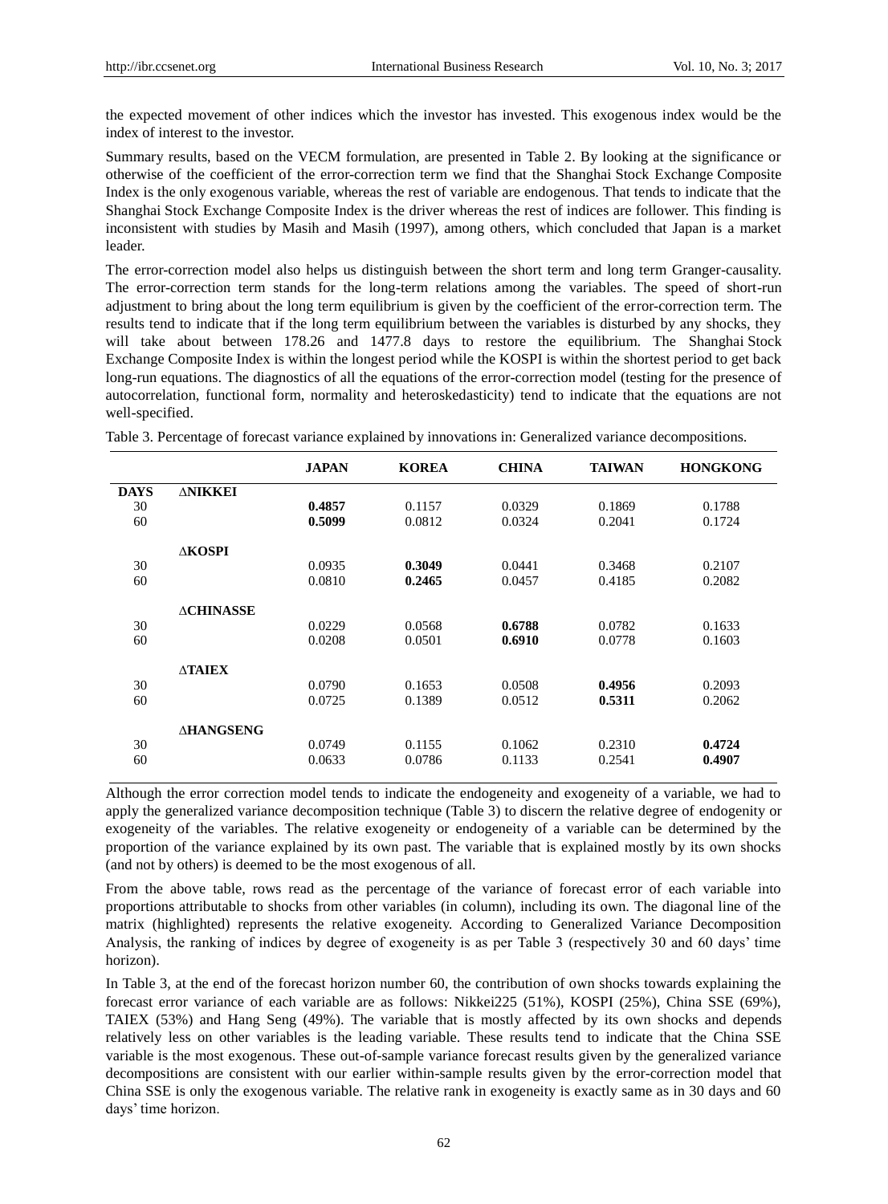the expected movement of other indices which the investor has invested. This exogenous index would be the index of interest to the investor.

Summary results, based on the VECM formulation, are presented in Table 2. By looking at the significance or otherwise of the coefficient of the error-correction term we find that the Shanghai Stock Exchange Composite Index is the only exogenous variable, whereas the rest of variable are endogenous. That tends to indicate that the Shanghai Stock Exchange Composite Index is the driver whereas the rest of indices are follower. This finding is inconsistent with studies by Masih and Masih (1997), among others, which concluded that Japan is a market leader.

The error-correction model also helps us distinguish between the short term and long term Granger-causality. The error-correction term stands for the long-term relations among the variables. The speed of short-run adjustment to bring about the long term equilibrium is given by the coefficient of the error-correction term. The results tend to indicate that if the long term equilibrium between the variables is disturbed by any shocks, they will take about between 178.26 and 1477.8 days to restore the equilibrium. The Shanghai Stock Exchange Composite Index is within the longest period while the KOSPI is within the shortest period to get back long-run equations. The diagnostics of all the equations of the error-correction model (testing for the presence of autocorrelation, functional form, normality and heteroskedasticity) tend to indicate that the equations are not well-specified.

Table 3. Percentage of forecast variance explained by innovations in: Generalized variance decompositions.

| | | JAPAN | KOREA | CHINA | TAIWAN | HONGKONG |
|---|---|---|---|---|---|---|
| **DAYS** | **ΔNIKKEI** | | | | | |
| 30 | | **0.4857** | 0.1157 | 0.0329 | 0.1869 | 0.1788 |
| 60 | | **0.5099** | 0.0812 | 0.0324 | 0.2041 | 0.1724 |
| | **ΔKOSPI** | | | | | |
| 30 | | 0.0935 | **0.3049** | 0.0441 | 0.3468 | 0.2107 |
| 60 | | 0.0810 | **0.2465** | 0.0457 | 0.4185 | 0.2082 |
| | **ΔCHINASSE** | | | | | |
| 30 | | 0.0229 | 0.0568 | **0.6788** | 0.0782 | 0.1633 |
| 60 | | 0.0208 | 0.0501 | **0.6910** | 0.0778 | 0.1603 |
| | **ΔTAIEX** | | | | | |
| 30 | | 0.0790 | 0.1653 | 0.0508 | **0.4956** | 0.2093 |
| 60 | | 0.0725 | 0.1389 | 0.0512 | **0.5311** | 0.2062 |
| | **ΔHANGSENG** | | | | | |
| 30 | | 0.0749 | 0.1155 | 0.1062 | 0.2310 | **0.4724** |
| 60 | | 0.0633 | 0.0786 | 0.1133 | 0.2541 | **0.4907** |

Although the error correction model tends to indicate the endogeneity and exogeneity of a variable, we had to apply the generalized variance decomposition technique (Table 3) to discern the relative degree of endogenity or exogeneity of the variables. The relative exogeneity or endogeneity of a variable can be determined by the proportion of the variance explained by its own past. The variable that is explained mostly by its own shocks (and not by others) is deemed to be the most exogenous of all.

From the above table, rows read as the percentage of the variance of forecast error of each variable into proportions attributable to shocks from other variables (in column), including its own. The diagonal line of the matrix (highlighted) represents the relative exogeneity. According to Generalized Variance Decomposition Analysis, the ranking of indices by degree of exogeneity is as per Table 3 (respectively 30 and 60 days' time horizon).

In Table 3, at the end of the forecast horizon number 60, the contribution of own shocks towards explaining the forecast error variance of each variable are as follows: Nikkei225 (51%), KOSPI (25%), China SSE (69%), TAIEX (53%) and Hang Seng (49%). The variable that is mostly affected by its own shocks and depends relatively less on other variables is the leading variable. These results tend to indicate that the China SSE variable is the most exogenous. These out-of-sample variance forecast results given by the generalized variance decompositions are consistent with our earlier within-sample results given by the error-correction model that China SSE is only the exogenous variable. The relative rank in exogeneity is exactly same as in 30 days and 60 days' time horizon.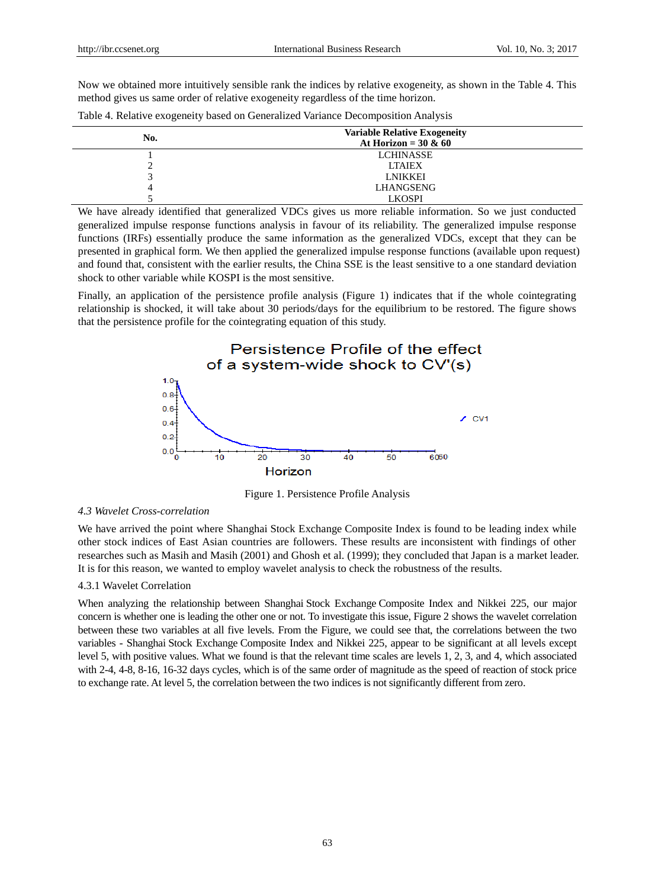Now we obtained more intuitively sensible rank the indices by relative exogeneity, as shown in the Table 4. This method gives us same order of relative exogeneity regardless of the time horizon.

Table 4. Relative exogeneity based on Generalized Variance Decomposition Analysis

| No. | Variable Relative Exogeneity At Horizon = 30 & 60 |
|---|---|
| 1 | LCHINASSE |
| 2 | LTAIEX |
| 3 | LNIKKEI |
| 4 | LHANGSENG |
| 5 | LKOSPI |

We have already identified that generalized VDCs gives us more reliable information. So we just conducted generalized impulse response functions analysis in favour of its reliability. The generalized impulse response functions (IRFs) essentially produce the same information as the generalized VDCs, except that they can be presented in graphical form. We then applied the generalized impulse response functions (available upon request) and found that, consistent with the earlier results, the China SSE is the least sensitive to a one standard deviation shock to other variable while KOSPI is the most sensitive.

Finally, an application of the persistence profile analysis (Figure 1) indicates that if the whole cointegrating relationship is shocked, it will take about 30 periods/days for the equilibrium to be restored. The figure shows that the persistence profile for the cointegrating equation of this study.

Figure 1. Persistence Profile Analysis

### *4.3 Wavelet Cross-correlation*

We have arrived the point where Shanghai Stock Exchange Composite Index is found to be leading index while other stock indices of East Asian countries are followers. These results are inconsistent with findings of other researches such as Masih and Masih (2001) and Ghosh et al. (1999); they concluded that Japan is a market leader. It is for this reason, we wanted to employ wavelet analysis to check the robustness of the results.

#### 4.3.1 Wavelet Correlation

When analyzing the relationship between Shanghai Stock Exchange Composite Index and Nikkei 225, our major concern is whether one is leading the other one or not. To investigate this issue, Figure 2 shows the wavelet correlation between these two variables at all five levels. From the Figure, we could see that, the correlations between the two variables - Shanghai Stock Exchange Composite Index and Nikkei 225, appear to be significant at all levels except level 5, with positive values. What we found is that the relevant time scales are levels 1, 2, 3, and 4, which associated with 2-4, 4-8, 8-16, 16-32 days cycles, which is of the same order of magnitude as the speed of reaction of stock price to exchange rate. At level 5, the correlation between the two indices is not significantly different from zero.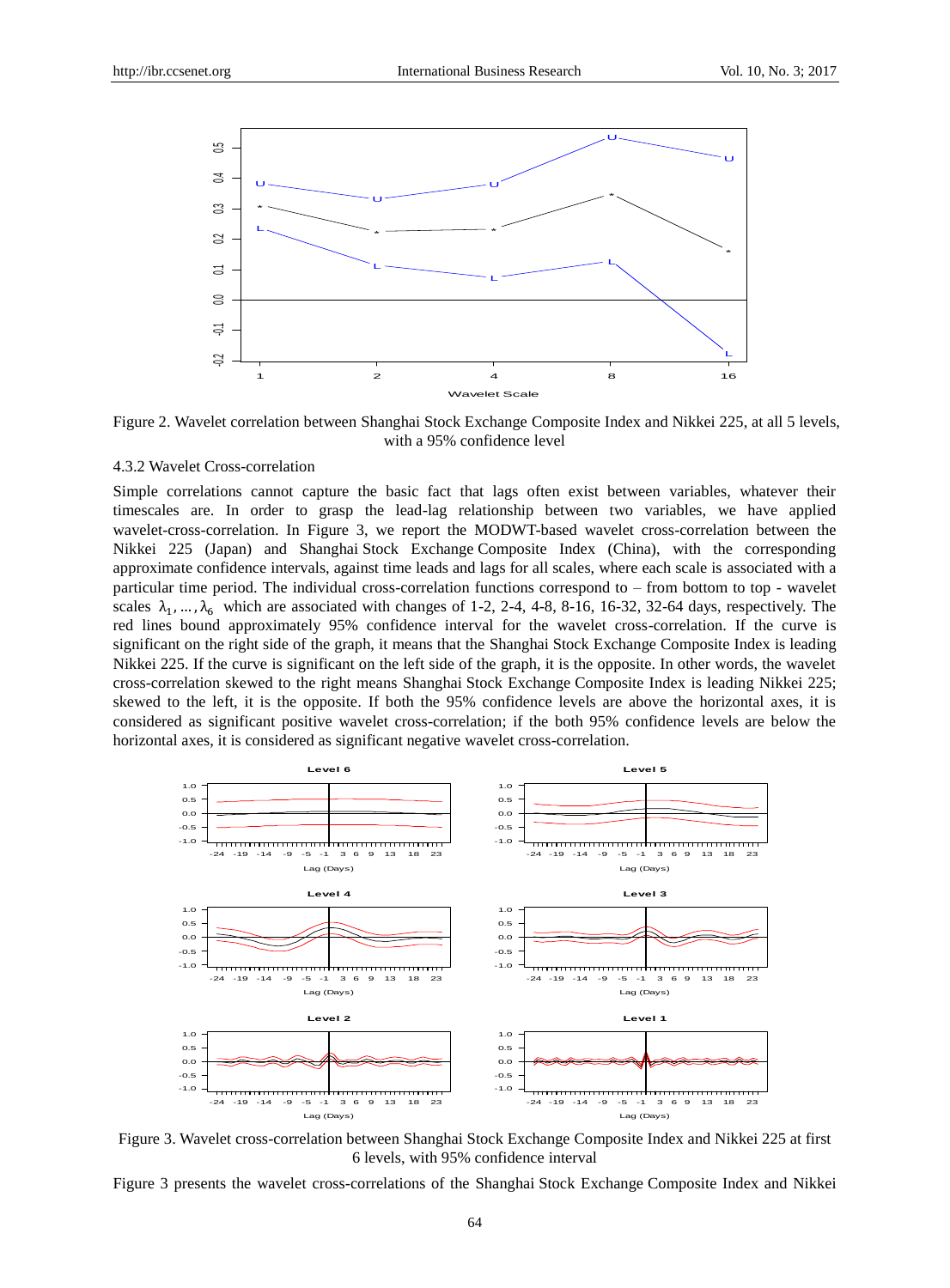Figure 2. Wavelet correlation between Shanghai Stock Exchange Composite Index and Nikkei 225, at all 5 levels, with a 95% confidence level

4.3.2 Wavelet Cross-correlation

Simple correlations cannot capture the basic fact that lags often exist between variables, whatever their timescales are. In order to grasp the lead-lag relationship between two variables, we have applied wavelet-cross-correlation. In Figure 3, we report the MODWT-based wavelet cross-correlation between the Nikkei 225 (Japan) and Shanghai Stock Exchange Composite Index (China), with the corresponding approximate confidence intervals, against time leads and lags for all scales, where each scale is associated with a particular time period. The individual cross-correlation functions correspond to – from bottom to top - wavelet scales $\lambda_1, \ldots, \lambda_6$ which are associated with changes of 1-2, 2-4, 4-8, 8-16, 16-32, 32-64 days, respectively. The red lines bound approximately 95% confidence interval for the wavelet cross-correlation. If the curve is significant on the right side of the graph, it means that the Shanghai Stock Exchange Composite Index is leading Nikkei 225. If the curve is significant on the left side of the graph, it is the opposite. In other words, the wavelet cross-correlation skewed to the right means Shanghai Stock Exchange Composite Index is leading Nikkei 225; skewed to the left, it is the opposite. If both the 95% confidence levels are above the horizontal axes, it is considered as significant positive wavelet cross-correlation; if the both 95% confidence levels are below the horizontal axes, it is considered as significant negative wavelet cross-correlation.

Figure 3. Wavelet cross-correlation between Shanghai Stock Exchange Composite Index and Nikkei 225 at first 6 levels, with 95% confidence interval

Figure 3 presents the wavelet cross-correlations of the Shanghai Stock Exchange Composite Index and Nikkei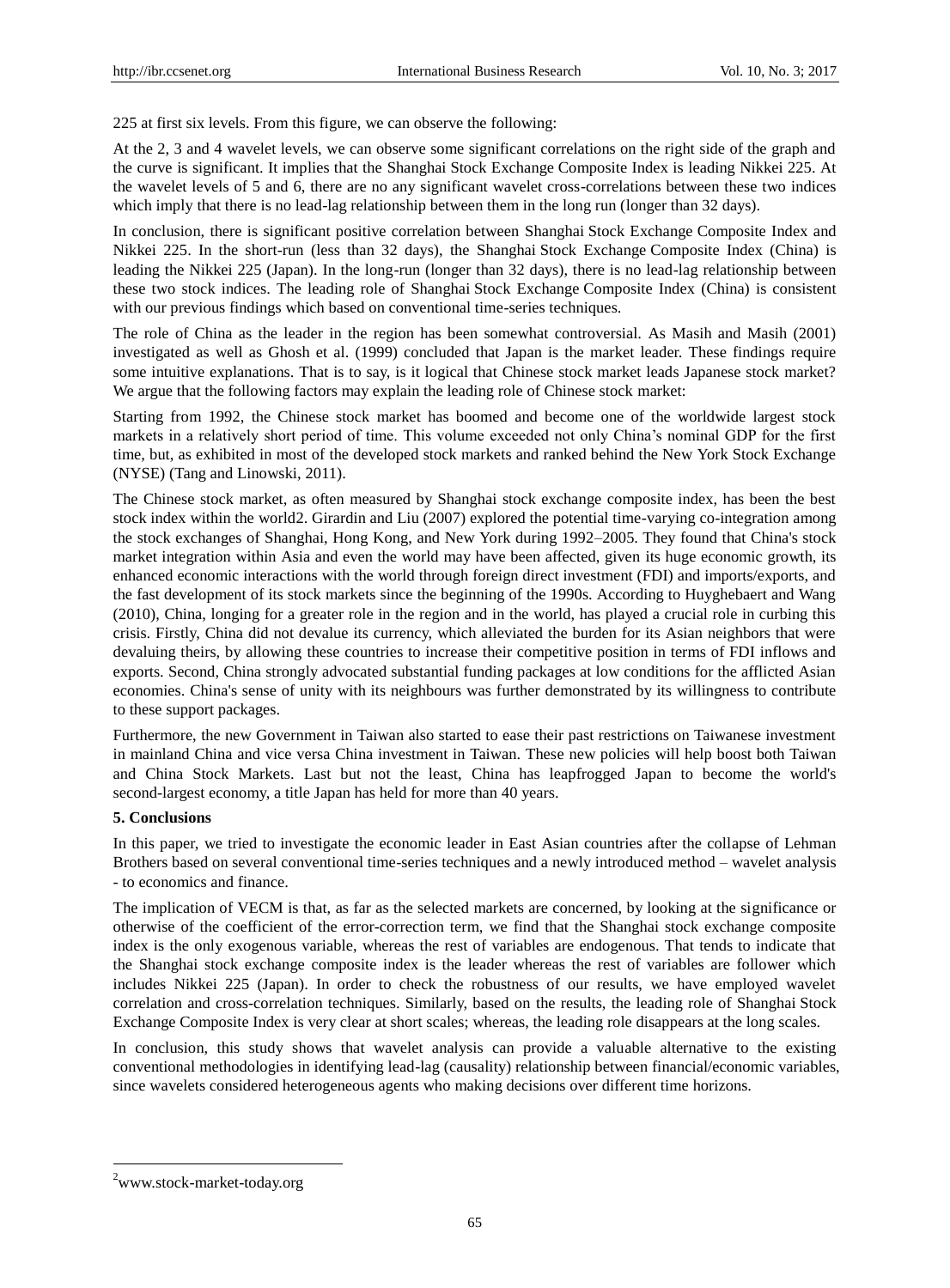225 at first six levels. From this figure, we can observe the following:

At the 2, 3 and 4 wavelet levels, we can observe some significant correlations on the right side of the graph and the curve is significant. It implies that the Shanghai Stock Exchange Composite Index is leading Nikkei 225. At the wavelet levels of 5 and 6, there are no any significant wavelet cross-correlations between these two indices which imply that there is no lead-lag relationship between them in the long run (longer than 32 days).

In conclusion, there is significant positive correlation between Shanghai Stock Exchange Composite Index and Nikkei 225. In the short-run (less than 32 days), the Shanghai Stock Exchange Composite Index (China) is leading the Nikkei 225 (Japan). In the long-run (longer than 32 days), there is no lead-lag relationship between these two stock indices. The leading role of Shanghai Stock Exchange Composite Index (China) is consistent with our previous findings which based on conventional time-series techniques.

The role of China as the leader in the region has been somewhat controversial. As Masih and Masih (2001) investigated as well as Ghosh et al. (1999) concluded that Japan is the market leader. These findings require some intuitive explanations. That is to say, is it logical that Chinese stock market leads Japanese stock market? We argue that the following factors may explain the leading role of Chinese stock market:

Starting from 1992, the Chinese stock market has boomed and become one of the worldwide largest stock markets in a relatively short period of time. This volume exceeded not only China's nominal GDP for the first time, but, as exhibited in most of the developed stock markets and ranked behind the New York Stock Exchange (NYSE) (Tang and Linowski, 2011).

The Chinese stock market, as often measured by Shanghai stock exchange composite index, has been the best stock index within the world[2]. Girardin and Liu (2007) explored the potential time-varying co-integration among the stock exchanges of Shanghai, Hong Kong, and New York during 1992–2005. They found that China's stock market integration within Asia and even the world may have been affected, given its huge economic growth, its enhanced economic interactions with the world through foreign direct investment (FDI) and imports/exports, and the fast development of its stock markets since the beginning of the 1990s. According to Huyghebaert and Wang (2010), China, longing for a greater role in the region and in the world, has played a crucial role in curbing this crisis. Firstly, China did not devalue its currency, which alleviated the burden for its Asian neighbors that were devaluing theirs, by allowing these countries to increase their competitive position in terms of FDI inflows and exports. Second, China strongly advocated substantial funding packages at low conditions for the afflicted Asian economies. China's sense of unity with its neighbours was further demonstrated by its willingness to contribute to these support packages.

Furthermore, the new Government in Taiwan also started to ease their past restrictions on Taiwanese investment in mainland China and vice versa China investment in Taiwan. These new policies will help boost both Taiwan and China Stock Markets. Last but not the least, China has leapfrogged Japan to become the world's second-largest economy, a title Japan has held for more than 40 years.

## 5. Conclusions

In this paper, we tried to investigate the economic leader in East Asian countries after the collapse of Lehman Brothers based on several conventional time-series techniques and a newly introduced method – wavelet analysis - to economics and finance.

The implication of VECM is that, as far as the selected markets are concerned, by looking at the significance or otherwise of the coefficient of the error-correction term, we find that the Shanghai stock exchange composite index is the only exogenous variable, whereas the rest of variables are endogenous. That tends to indicate that the Shanghai stock exchange composite index is the leader whereas the rest of variables are follower which includes Nikkei 225 (Japan). In order to check the robustness of our results, we have employed wavelet correlation and cross-correlation techniques. Similarly, based on the results, the leading role of Shanghai Stock Exchange Composite Index is very clear at short scales; whereas, the leading role disappears at the long scales.

In conclusion, this study shows that wavelet analysis can provide a valuable alternative to the existing conventional methodologies in identifying lead-lag (causality) relationship between financial/economic variables, since wavelets considered heterogeneous agents who making decisions over different time horizons.

[2] www.stock-market-today.org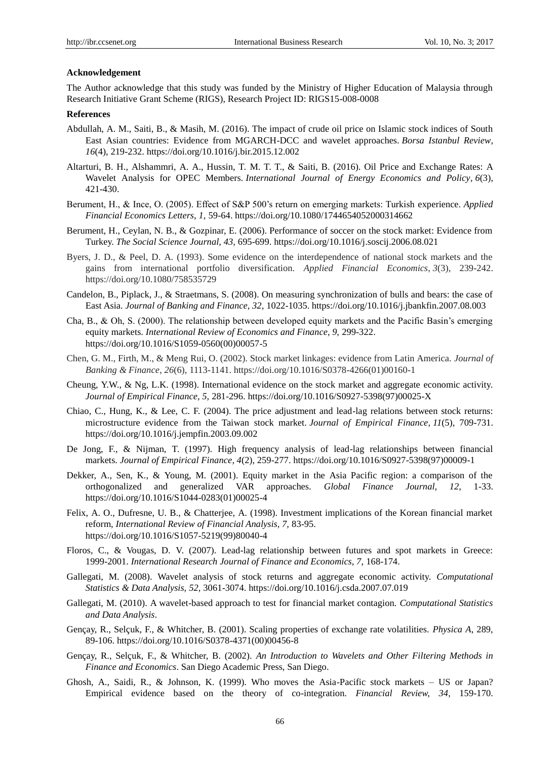**Acknowledgement**

The Author acknowledge that this study was funded by the Ministry of Higher Education of Malaysia through Research Initiative Grant Scheme (RIGS), Research Project ID: RIGS15-008-0008

**References**

Abdullah, A. M., Saiti, B., & Masih, M. (2016). The impact of crude oil price on Islamic stock indices of South East Asian countries: Evidence from MGARCH-DCC and wavelet approaches. *Borsa Istanbul Review, 16*(4), 219-232. https://doi.org/10.1016/j.bir.2015.12.002

Altarturi, B. H., Alshammri, A. A., Hussin, T. M. T. T., & Saiti, B. (2016). Oil Price and Exchange Rates: A Wavelet Analysis for OPEC Members. *International Journal of Energy Economics and Policy*, *6*(3), 421-430.

Berument, H., & Ince, O. (2005). Effect of S&P 500's return on emerging markets: Turkish experience. *Applied Financial Economics Letters, 1,* 59-64. https://doi.org/10.1080/1744654052000314662

Berument, H., Ceylan, N. B., & Gozpinar, E. (2006). Performance of soccer on the stock market: Evidence from Turkey. *The Social Science Journal, 43,* 695-699. https://doi.org/10.1016/j.soscij.2006.08.021

Byers, J. D., & Peel, D. A. (1993). Some evidence on the interdependence of national stock markets and the gains from international portfolio diversification. *Applied Financial Economics*, *3*(3), 239-242. https://doi.org/10.1080/758535729

Candelon, B., Piplack, J., & Straetmans, S. (2008). On measuring synchronization of bulls and bears: the case of East Asia. *Journal of Banking and Finance, 32,* 1022-1035. https://doi.org/10.1016/j.jbankfin.2007.08.003

Cha, B., & Oh, S. (2000). The relationship between developed equity markets and the Pacific Basin's emerging equity markets. *International Review of Economics and Finance, 9,* 299-322. https://doi.org/10.1016/S1059-0560(00)00057-5

Chen, G. M., Firth, M., & Meng Rui, O. (2002). Stock market linkages: evidence from Latin America. *Journal of Banking & Finance*, *26*(6), 1113-1141. https://doi.org/10.1016/S0378-4266(01)00160-1

Cheung, Y.W., & Ng, L.K. (1998). International evidence on the stock market and aggregate economic activity. *Journal of Empirical Finance, 5,* 281-296. https://doi.org/10.1016/S0927-5398(97)00025-X

Chiao, C., Hung, K., & Lee, C. F. (2004). The price adjustment and lead-lag relations between stock returns: microstructure evidence from the Taiwan stock market. *Journal of Empirical Finance, 11*(5), 709-731. https://doi.org/10.1016/j.jempfin.2003.09.002

De Jong, F., & Nijman, T. (1997). High frequency analysis of lead-lag relationships between financial markets. *Journal of Empirical Finance, 4*(2), 259-277. https://doi.org/10.1016/S0927-5398(97)00009-1

Dekker, A., Sen, K., & Young, M. (2001). Equity market in the Asia Pacific region: a comparison of the orthogonalized and generalized VAR approaches. *Global Finance Journal, 12,* 1-33. https://doi.org/10.1016/S1044-0283(01)00025-4

Felix, A. O., Dufresne, U. B., & Chatterjee, A. (1998). Investment implications of the Korean financial market reform, *International Review of Financial Analysis, 7,* 83-95. https://doi.org/10.1016/S1057-5219(99)80040-4

Floros, C., & Vougas, D. V. (2007). Lead-lag relationship between futures and spot markets in Greece: 1999-2001. *International Research Journal of Finance and Economics, 7,* 168-174.

Gallegati, M. (2008). Wavelet analysis of stock returns and aggregate economic activity. *Computational Statistics & Data Analysis, 52,* 3061-3074. https://doi.org/10.1016/j.csda.2007.07.019

Gallegati, M. (2010). A wavelet-based approach to test for financial market contagion. *Computational Statistics and Data Analysis*.

Gençay, R., Selçuk, F., & Whitcher, B. (2001). Scaling properties of exchange rate volatilities. *Physica A*, 289, 89-106. https://doi.org/10.1016/S0378-4371(00)00456-8

Gençay, R., Selçuk, F., & Whitcher, B. (2002). *An Introduction to Wavelets and Other Filtering Methods in Finance and Economics*. San Diego Academic Press, San Diego.

Ghosh, A., Saidi, R., & Johnson, K. (1999). Who moves the Asia-Pacific stock markets – US or Japan? Empirical evidence based on the theory of co-integration. *Financial Review, 34,* 159-170.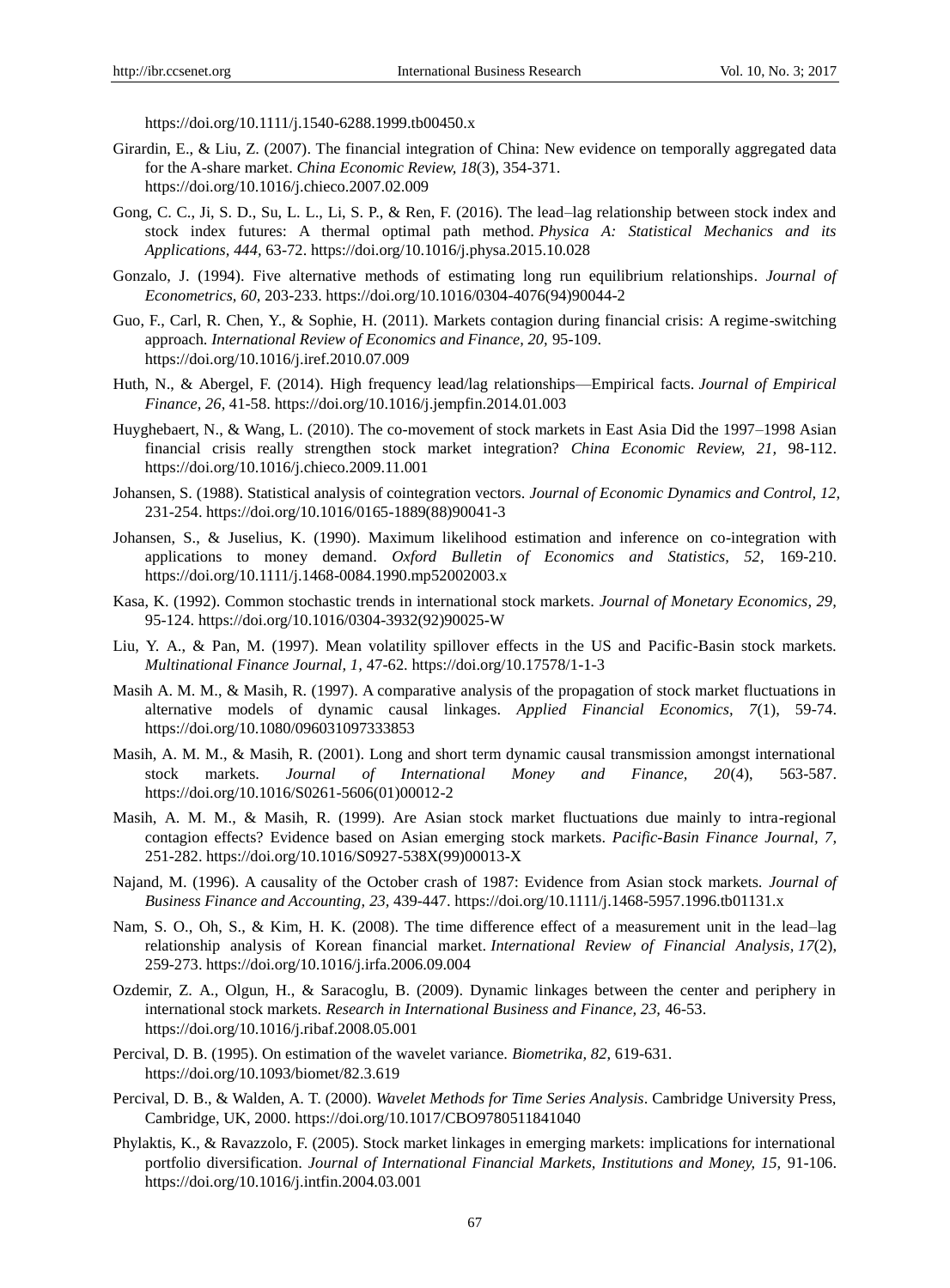https://doi.org/10.1111/j.1540-6288.1999.tb00450.x

Girardin, E., & Liu, Z. (2007). The financial integration of China: New evidence on temporally aggregated data for the A-share market. *China Economic Review, 18*(3), 354-371. https://doi.org/10.1016/j.chieco.2007.02.009

Gong, C. C., Ji, S. D., Su, L. L., Li, S. P., & Ren, F. (2016). The lead–lag relationship between stock index and stock index futures: A thermal optimal path method. *Physica A: Statistical Mechanics and its Applications, 444*, 63-72. https://doi.org/10.1016/j.physa.2015.10.028

Gonzalo, J. (1994). Five alternative methods of estimating long run equilibrium relationships. *Journal of Econometrics, 60*, 203-233. https://doi.org/10.1016/0304-4076(94)90044-2

Guo, F., Carl, R. Chen, Y., & Sophie, H. (2011). Markets contagion during financial crisis: A regime-switching approach. *International Review of Economics and Finance, 20*, 95-109. https://doi.org/10.1016/j.iref.2010.07.009

Huth, N., & Abergel, F. (2014). High frequency lead/lag relationships—Empirical facts. *Journal of Empirical Finance, 26*, 41-58. https://doi.org/10.1016/j.jempfin.2014.01.003

Huyghebaert, N., & Wang, L. (2010). The co-movement of stock markets in East Asia Did the 1997–1998 Asian financial crisis really strengthen stock market integration? *China Economic Review, 21*, 98-112. https://doi.org/10.1016/j.chieco.2009.11.001

Johansen, S. (1988). Statistical analysis of cointegration vectors. *Journal of Economic Dynamics and Control, 12*, 231-254. https://doi.org/10.1016/0165-1889(88)90041-3

Johansen, S., & Juselius, K. (1990). Maximum likelihood estimation and inference on co-integration with applications to money demand. *Oxford Bulletin of Economics and Statistics, 52*, 169-210. https://doi.org/10.1111/j.1468-0084.1990.mp52002003.x

Kasa, K. (1992). Common stochastic trends in international stock markets. *Journal of Monetary Economics, 29*, 95-124. https://doi.org/10.1016/0304-3932(92)90025-W

Liu, Y. A., & Pan, M. (1997). Mean volatility spillover effects in the US and Pacific-Basin stock markets. *Multinational Finance Journal, 1*, 47-62. https://doi.org/10.17578/1-1-3

Masih A. M. M., & Masih, R. (1997). A comparative analysis of the propagation of stock market fluctuations in alternative models of dynamic causal linkages. *Applied Financial Economics, 7*(1), 59-74. https://doi.org/10.1080/096031097333853

Masih, A. M. M., & Masih, R. (2001). Long and short term dynamic causal transmission amongst international stock markets. *Journal of International Money and Finance, 20*(4), 563-587. https://doi.org/10.1016/S0261-5606(01)00012-2

Masih, A. M. M., & Masih, R. (1999). Are Asian stock market fluctuations due mainly to intra-regional contagion effects? Evidence based on Asian emerging stock markets. *Pacific-Basin Finance Journal, 7*, 251-282. https://doi.org/10.1016/S0927-538X(99)00013-X

Najand, M. (1996). A causality of the October crash of 1987: Evidence from Asian stock markets. *Journal of Business Finance and Accounting, 23*, 439-447. https://doi.org/10.1111/j.1468-5957.1996.tb01131.x

Nam, S. O., Oh, S., & Kim, H. K. (2008). The time difference effect of a measurement unit in the lead–lag relationship analysis of Korean financial market. *International Review of Financial Analysis, 17*(2), 259-273. https://doi.org/10.1016/j.irfa.2006.09.004

Ozdemir, Z. A., Olgun, H., & Saracoglu, B. (2009). Dynamic linkages between the center and periphery in international stock markets. *Research in International Business and Finance, 23*, 46-53. https://doi.org/10.1016/j.ribaf.2008.05.001

Percival, D. B. (1995). On estimation of the wavelet variance. *Biometrika, 82*, 619-631. https://doi.org/10.1093/biomet/82.3.619

Percival, D. B., & Walden, A. T. (2000). *Wavelet Methods for Time Series Analysis*. Cambridge University Press, Cambridge, UK, 2000. https://doi.org/10.1017/CBO9780511841040

Phylaktis, K., & Ravazzolo, F. (2005). Stock market linkages in emerging markets: implications for international portfolio diversification. *Journal of International Financial Markets, Institutions and Money, 15*, 91-106. https://doi.org/10.1016/j.intfin.2004.03.001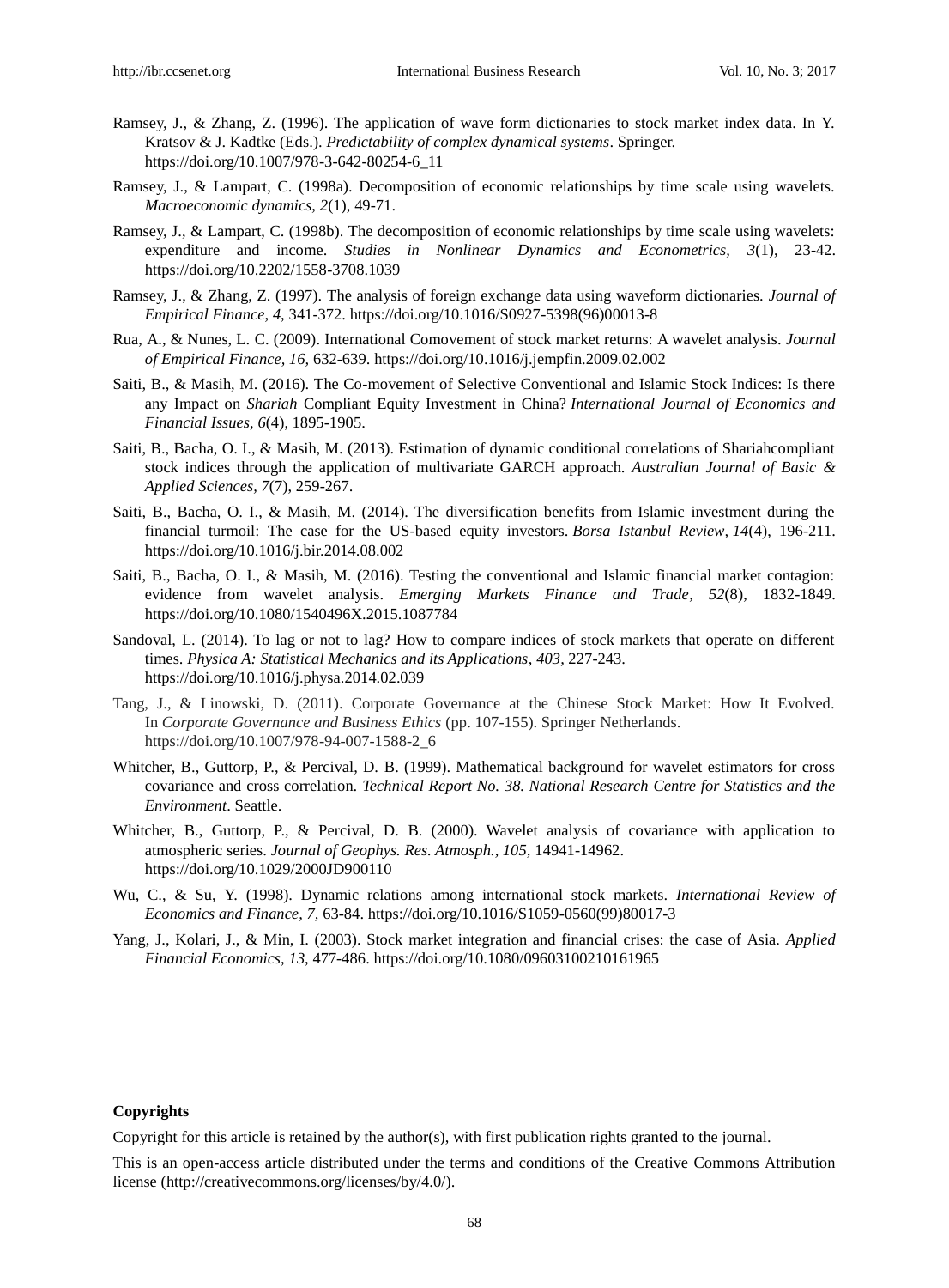Ramsey, J., & Zhang, Z. (1996). The application of wave form dictionaries to stock market index data. In Y. Kratsov & J. Kadtke (Eds.). *Predictability of complex dynamical systems*. Springer. https://doi.org/10.1007/978-3-642-80254-6_11

Ramsey, J., & Lampart, C. (1998a). Decomposition of economic relationships by time scale using wavelets. *Macroeconomic dynamics, 2*(1), 49-71.

Ramsey, J., & Lampart, C. (1998b). The decomposition of economic relationships by time scale using wavelets: expenditure and income. *Studies in Nonlinear Dynamics and Econometrics, 3*(1), 23-42. https://doi.org/10.2202/1558-3708.1039

Ramsey, J., & Zhang, Z. (1997). The analysis of foreign exchange data using waveform dictionaries. *Journal of Empirical Finance, 4*, 341-372. https://doi.org/10.1016/S0927-5398(96)00013-8

Rua, A., & Nunes, L. C. (2009). International Comovement of stock market returns: A wavelet analysis. *Journal of Empirical Finance, 16,* 632-639. https://doi.org/10.1016/j.jempfin.2009.02.002

Saiti, B., & Masih, M. (2016). The Co-movement of Selective Conventional and Islamic Stock Indices: Is there any Impact on *Shariah* Compliant Equity Investment in China? *International Journal of Economics and Financial Issues, 6*(4), 1895-1905.

Saiti, B., Bacha, O. I., & Masih, M. (2013). Estimation of dynamic conditional correlations of Shariahcompliant stock indices through the application of multivariate GARCH approach. *Australian Journal of Basic & Applied Sciences, 7*(7), 259-267.

Saiti, B., Bacha, O. I., & Masih, M. (2014). The diversification benefits from Islamic investment during the financial turmoil: The case for the US-based equity investors. *Borsa Istanbul Review, 14*(4), 196-211. https://doi.org/10.1016/j.bir.2014.08.002

Saiti, B., Bacha, O. I., & Masih, M. (2016). Testing the conventional and Islamic financial market contagion: evidence from wavelet analysis. *Emerging Markets Finance and Trade, 52*(8), 1832-1849. https://doi.org/10.1080/1540496X.2015.1087784

Sandoval, L. (2014). To lag or not to lag? How to compare indices of stock markets that operate on different times. *Physica A: Statistical Mechanics and its Applications, 403*, 227-243. https://doi.org/10.1016/j.physa.2014.02.039

Tang, J., & Linowski, D. (2011). Corporate Governance at the Chinese Stock Market: How It Evolved. In *Corporate Governance and Business Ethics* (pp. 107-155). Springer Netherlands. https://doi.org/10.1007/978-94-007-1588-2_6

Whitcher, B., Guttorp, P., & Percival, D. B. (1999). Mathematical background for wavelet estimators for cross covariance and cross correlation. *Technical Report No. 38. National Research Centre for Statistics and the Environment*. Seattle.

Whitcher, B., Guttorp, P., & Percival, D. B. (2000). Wavelet analysis of covariance with application to atmospheric series. *Journal of Geophys. Res. Atmosph., 105,* 14941-14962. https://doi.org/10.1029/2000JD900110

Wu, C., & Su, Y. (1998). Dynamic relations among international stock markets. *International Review of Economics and Finance, 7,* 63-84. https://doi.org/10.1016/S1059-0560(99)80017-3

Yang, J., Kolari, J., & Min, I. (2003). Stock market integration and financial crises: the case of Asia. *Applied Financial Economics, 13,* 477-486. https://doi.org/10.1080/09603100210161965

**Copyrights**

Copyright for this article is retained by the author(s), with first publication rights granted to the journal.

This is an open-access article distributed under the terms and conditions of the Creative Commons Attribution license (http://creativecommons.org/licenses/by/4.0/).